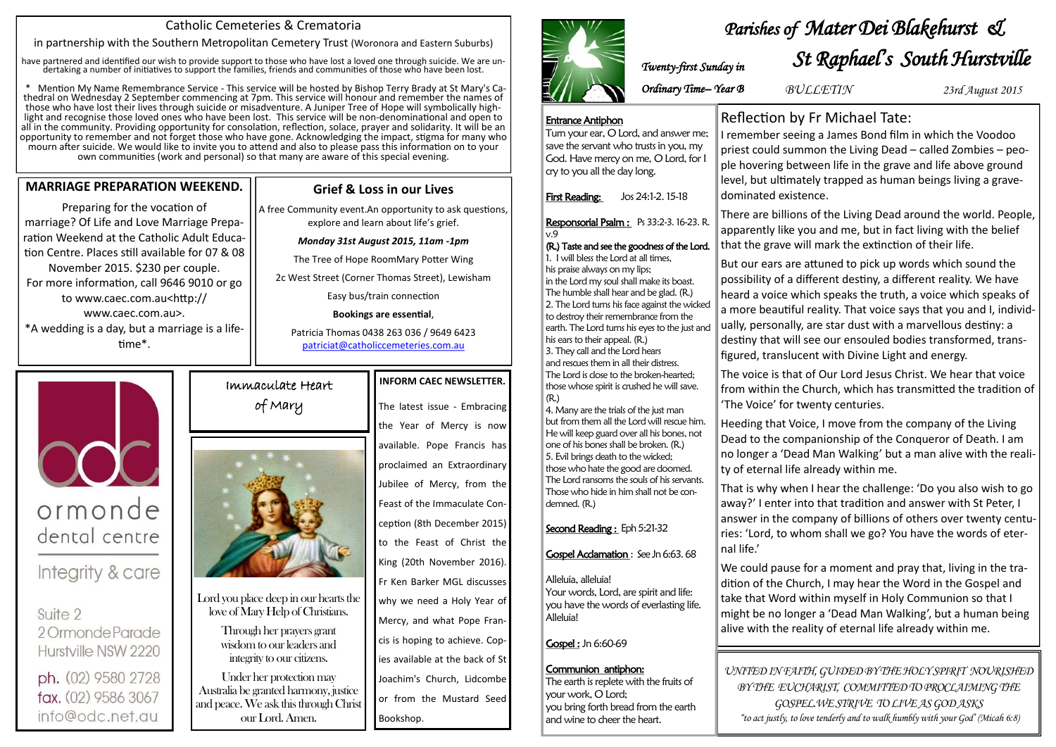# Parishes of Mater Dei Blakehurst & St Raphael's South Hurstville

*Twenty-first Sunday in Ordinary Time– Year B*

*BULLETIN* *23rd August 2015*

## Catholic Cemeteries & Crematoria

in partnership with the Southern Metropolitan Cemetery Trust (Woronora and Eastern Suburbs)

have partnered and identified our wish to provide support to those who have lost a loved one through suicide. We are undertaking a number of initiatives to support the families, friends and communities of those who have been lost.

* Mention My Name Remembrance Service - This service will be hosted by Bishop Terry Brady at St Mary's Cathedral on Wednesday 2 September commencing at 7pm. This service will honour and remember the names of those who have lost their lives through suicide or misadventure. A Juniper Tree of Hope will symbolically highlight and recognise those loved ones who have been lost. This service will be non-denominational and open to all in the community. Providing opportunity for consolation, reflection, solace, prayer and solidarity. It will be an opportunity to remember and not forget those who have gone. Acknowledging the impact, stigma for many who mourn after suicide. We would like to invite you to attend and also to please pass this information on to your own communities (work and personal) so that many are aware of this special evening.

## MARRIAGE PREPARATION WEEKEND.

Preparing for the vocation of marriage? Of Life and Love Marriage Preparation Weekend at the Catholic Adult Education Centre. Places still available for 07 & 08 November 2015. $230 per couple. For more information, call 9646 9010 or go to www.caec.com.au<http://www.caec.com.au>.

*A wedding is a day, but a marriage is a lifetime*.

## Grief & Loss in our Lives

A free Community event.An opportunity to ask questions, explore and learn about life's grief.

***Monday 31st August 2015, 11am -1pm***

The Tree of Hope RoomMary Potter Wing

2c West Street (Corner Thomas Street), Lewisham

Easy bus/train connection

**Bookings are essential**,

Patricia Thomas 0438 263 036 / 9649 6423

patriciat@catholiccemeteries.com.au

ormonde dental centre

Integrity & care

Suite 2
2 Ormonde Parade
Hurstville NSW 2220

ph. (02) 9580 2728
fax. (02) 9586 3067
info@odc.net.au

## Immaculate Heart of Mary

Lord you place deep in our hearts the love of Mary Help of Christians.

Through her prayers grant wisdom to our leaders and integrity to our citizens.

Under her protection may Australia be granted harmony, justice and peace. We ask this through Christ our Lord. Amen.

## INFORM CAEC NEWSLETTER.

The latest issue - Embracing the Year of Mercy is now available. Pope Francis has proclaimed an Extraordinary Jubilee of Mercy, from the Feast of the Immaculate Conception (8th December 2015) to the Feast of Christ the King (20th November 2016). Fr Ken Barker MGL discusses why we need a Holy Year of Mercy, and what Pope Francis is hoping to achieve. Copies available at the back of St Joachim's Church, Lidcombe or from the Mustard Seed Bookshop.

**Entrance Antiphon**

Turn your ear, O Lord, and answer me; save the servant who trusts in you, my God. Have mercy on me, O Lord, for I cry to you all the day long.

**First Reading:** Jos 24:1-2. 15-18

**Responsorial Psalm :** Ps 33:2-3. 16-23. R. v.9

**(R.) Taste and see the goodness of the Lord.**

1. I will bless the Lord at all times, his praise always on my lips; in the Lord my soul shall make its boast. The humble shall hear and be glad. (R.)
2. The Lord turns his face against the wicked to destroy their remembrance from the earth. The Lord turns his eyes to the just and his ears to their appeal. (R.)
3. They call and the Lord hears and rescues them in all their distress. The Lord is close to the broken-hearted; those whose spirit is crushed he will save. (R.)
4. Many are the trials of the just man but from them all the Lord will rescue him. He will keep guard over all his bones, not one of his bones shall be broken. (R.)
5. Evil brings death to the wicked; those who hate the good are doomed. The Lord ransoms the souls of his servants. Those who hide in him shall not be condemned. (R.)

**Second Reading :** Eph 5:21-32

**Gospel Acclamation :** See Jn 6:63. 68

Alleluia, alleluia!
Your words, Lord, are spirit and life: you have the words of everlasting life.
Alleluia!

**Gospel :** Jn 6:60-69

**Communion antiphon:**

The earth is replete with the fruits of your work, O Lord; you bring forth bread from the earth and wine to cheer the heart.

## Reflection by Fr Michael Tate:

I remember seeing a James Bond film in which the Voodoo priest could summon the Living Dead – called Zombies – people hovering between life in the grave and life above ground level, but ultimately trapped as human beings living a grave-dominated existence.

There are billions of the Living Dead around the world. People, apparently like you and me, but in fact living with the belief that the grave will mark the extinction of their life.

But our ears are attuned to pick up words which sound the possibility of a different destiny, a different reality. We have heard a voice which speaks the truth, a voice which speaks of a more beautiful reality. That voice says that you and I, individually, personally, are star dust with a marvellous destiny: a destiny that will see our ensouled bodies transformed, transfigured, translucent with Divine Light and energy.

The voice is that of Our Lord Jesus Christ. We hear that voice from within the Church, which has transmitted the tradition of 'The Voice' for twenty centuries.

Heeding that Voice, I move from the company of the Living Dead to the companionship of the Conqueror of Death. I am no longer a 'Dead Man Walking' but a man alive with the reality of eternal life already within me.

That is why when I hear the challenge: 'Do you also wish to go away?' I enter into that tradition and answer with St Peter, I answer in the company of billions of others over twenty centuries: 'Lord, to whom shall we go? You have the words of eternal life.'

We could pause for a moment and pray that, living in the tradition of the Church, I may hear the Word in the Gospel and take that Word within myself in Holy Communion so that I might be no longer a 'Dead Man Walking', but a human being alive with the reality of eternal life already within me.

*UNITED IN FAITH, GUIDED BY THE HOLY SPIRIT NOURISHED BY THE EUCHARIST, COMMITTED TO PROCLAIMING THE GOSPEL.WE STRIVE TO LIVE AS GOD ASKS*

*"to act justly, to love tenderly and to walk humbly with your God" (Micah 6:8)*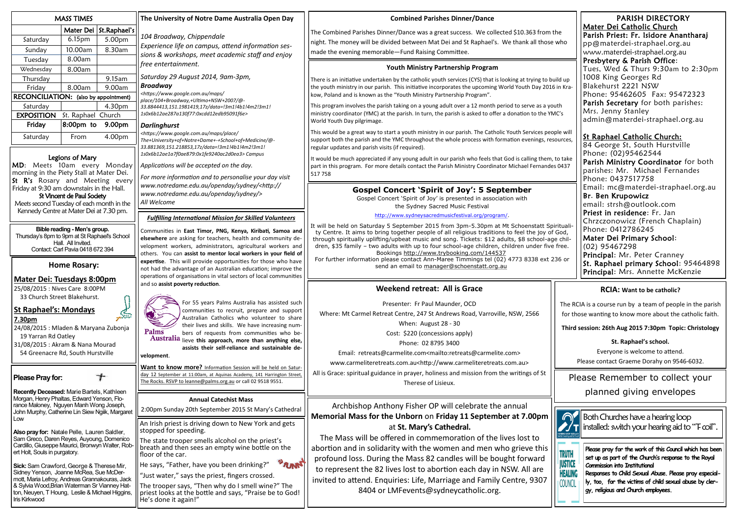## MASS TIMES

| | Mater Dei | St.Raphael's |
|---|---|---|
| Saturday | 6.15pm | 5.00pm |
| Sunday | 10.00am | 8.30am |
| Tuesday | 8.00am | |
| Wednesday | 8.00am | |
| Thursday | | 9.15am |
| Friday | 8.00am | 9.00am |
| RECONCILIATION: (also by appointment) | | |
| Saturday | | 4.30pm |
| EXPOSITION | St. Raphael Church | |
| Friday | 8:00pm to | 9.00pm |
| Saturday | From | 4.00pm |

### Legions of Mary

**MD**: Meets 10am every Monday morning in the Piety Stall at Mater Dei. **St R's** Rosary and Meeting every Friday at 9:30 am downstairs in the Hall.

**St Vincent de Paul Society**

Meets second Tuesday of each month in the Kennedy Centre at Mater Dei at 7.30 pm.

**Bible reading - Men's group.**
Thursday's 8pm to 9pm at St Raphael's School Hall. All Invited.
Contact: Carl Pavia 0418 672 394

### Home Rosary:

**Mater Dei: Tuesdays 8:00pm**

25/08/2015 : Nives Care 8:00PM
33 Church Street Blakehurst.

**St Raphael's: Mondays 7.30pm**

24/08/2015 : Mladen & Maryana Zubonja
19 Yarran Rd Oatley
31/08/2015 : Akram & Nana Mourad
54 Greenacre Rd, South Hurstville

### Please Pray for:

**Recently Deceased:** Marie Bartels, Kathleen Morgan, Henry Phaltas, Edward Yenson, Florance Maloney, Nguyen Manh Wong Joseph, John Murphy, Catherine Lin Siew Ngiik, Margaret Low

**Also pray for:** Natale Pelle, Lauren Saldler, Sam Greco, Daren Reyes, Auyoung, Domenico Cardillo, Giuseppe Maurici, Bronwyn Walter, Robert Holt, Souls in purgatory.

**Sick:** Sam Crawford, George & Therese Mir, Sidney Yenson, Joanne McRea, Sue McDermott, Maria Lefroy, Andreas Grannakouras, Jack & Sylvia Wood,Brian Waterman Sr Vianney Hatton, Neuyen, T Houng, Leslie & Michael Higgins, Iris Kirkwood

### The University of Notre Dame Australia Open Day

*104 Broadway, Chippendale*

*Experience life on campus, attend information sessions & workshops, meet academic staff and enjoy free entertainment.*

*Saturday 29 August 2014, 9am-3pm,*

***Broadway***

*<https://www.google.com.au/maps/place/104+Broadway,+Ultimo+NSW+2007/@-33.8844413,151.1981419,17z/data=!3m1!4b1!4m2!3m1!1s0x6b12ae287a130f77:0xcdd12edb95091f6e>*

***Darlinghurst***

*<https://www.google.com.au/maps/place/The+University+of+Notre+Dame+-+School+of+Medicine/@-33.881369,151.218853,17z/data=!3m1!4b1!4m2!3m1!1s0x6b12ae1a7f0ae879:0x1fe9240ac2d0ea3> Campus*

*Applications will be accepted on the day.*

*For more information and to personalise your day visit www.notredame.edu.au/openday/sydney/<http://www.notredame.edu.au/openday/sydney/>*

*All Welcome*

### *Fulfilling International Mission for Skilled Volunteers*

Communities in **East Timor, PNG, Kenya, Kiribati, Samoa and elsewhere** are asking for teachers, health and community development workers, administrators, agricultural workers and others. You can **assist to mentor local workers in your field of expertise**. This will provide opportunities for those who have not had the advantage of an Australian education; improve the operations of organisations in vital sectors of local communities and so **assist poverty reduction**.

For 55 years Palms Australia has assisted such communities to recruit, prepare and support Australian Catholics who volunteer to share their lives and skills. We have increasing numbers of requests from communities who believe **this approach, more than anything else, assists their self-reliance and sustainable development**.

**Want to know more?** Information Session will be held on Saturday 12 September at 11:00am, at Aquinas Academy, 141 Harrington Street, The Rocks. RSVP to leanne@palms.org.au or call 02 9518 9551.

### Annual Catechist Mass

2:00pm Sunday 20th September 2015 St Mary's Cathedral

An Irish priest is driving down to New York and gets stopped for speeding.

The state trooper smells alcohol on the priest's breath and then sees an empty wine bottle on the floor of the car.

He says, "Father, have you been drinking?"

"Just water," says the priest, fingers crossed.

The trooper says, "Then why do I smell wine?" The priest looks at the bottle and says, "Praise be to God! He's done it again!"

### Combined Parishes Dinner/Dance

The Combined Parishes Dinner/Dance was a great success. We collected $10.363 from the night. The money will be divided between Mat Dei and St Raphael's. We thank all those who made the evening memorable—Fund Raising Committee.

### Youth Ministry Partnership Program

There is an initiative undertaken by the catholic youth services (CYS) that is looking at trying to build up the youth ministry in our parish. This initiative incorporates the upcoming World Youth Day 2016 in Krakow, Poland and is known as the "Youth Ministry Partnership Program".

This program involves the parish taking on a young adult over a 12 month period to serve as a youth ministry coordinator (YMC) at the parish. In turn, the parish is asked to offer a donation to the YMC's World Youth Day pilgrimage.

This would be a great way to start a youth ministry in our parish. The Catholic Youth Services people will support both the parish and the YMC throughout the whole process with formation evenings, resources, regular updates and parish visits (if required).

It would be much appreciated if any young adult in our parish who feels that God is calling them, to take part in this program. For more details contact the Parish Ministry Coordinator Michael Fernandes 0437 517 758

### Gospel Concert 'Spirit of Joy': 5 September

Gospel Concert 'Spirit of Joy' is presented in association with the Sydney Sacred Music Festival

http://www.sydneysacredmusicfestival.org/program/.

It will be held on Saturday 5 September 2015 from 3pm-5.30pm at Mt Schoenstatt Spirituality Centre. It aims to bring together people of all religious traditions to feel the joy of God, through spiritually uplifting/upbeat music and song. Tickets: $12 adults, $8 school-age children, $35 family – two adults with up to four school-age children, children under five free. Bookings http://www.trybooking.com/144537

For further information please contact Ann-Maree Timmings tel (02) 4773 8338 ext 236 or send an email to manager@schoenstatt.org.au

### Weekend retreat: All is Grace

Presenter: Fr Paul Maunder, OCD

Where: Mt Carmel Retreat Centre, 247 St Andrews Road, Varroville, NSW, 2566

When: August 28 - 30

Cost: $220 (concessions apply)

Phone: 02 8795 3400

Email: retreats@carmelite.com<mailto:retreats@carmelite.com>

www.carmeliteretreats.com.au<http://www.carmeliteretreats.com.au>

All is Grace: spiritual guidance in prayer, holiness and mission from the writings of St Therese of Lisieux.

Archbishop Anthony Fisher OP will celebrate the annual **Memorial Mass for the Unborn** on **Friday 11 September at 7.00pm** at **St. Mary's Cathedral.**

The Mass will be offered in commemoration of the lives lost to abortion and in solidarity with the women and men who grieve this profound loss. During the Mass 82 candles will be bought forward to represent the 82 lives lost to abortion each day in NSW. All are invited to attend. Enquiries: Life, Marriage and Family Centre, 9307 8404 or LMFevents@sydneycatholic.org.

## PARISH DIRECTORY

**Mater Dei Catholic Church**

**Parish Priest: Fr. Isidore Anantharaj**
pp@materdei-straphael.org.au
www.materdei-straphael.org.au
**Presbytery & Parish Office**:
Tues, Wed & Thurs 9:30am to 2:30pm
1008 King Georges Rd
Blakehurst 2221 NSW
Phone: 95462605 Fax: 95472323
**Parish Secretary** for both parishes:
Mrs. Jenny Stanley
admin@materdei-straphael.org.au

**St Raphael Catholic Church:**
84 George St, South Hurstville
Phone: (02)95462544
**Parish Ministry Coordinator** for both parishes: Mr. Michael Fernandes
Phone: 0437517758
Email: mc@materdei-straphael.org.au
**Br. Ben Krupowicz**
email: strsh@outlook.com
**Priest in residence**: Fr. Jan Chrzczonowicz (French Chaplain)
Phone: 0412786245
**Mater Dei Primary School**:
(02) 95467298
**Principal**: Mr. Peter Cranney
**St. Raphael primary School**: 95464898
**Principal**: Mrs. Annette McKenzie

### RCIA: Want to be catholic?

The RCIA is a course run by a team of people in the parish for those wanting to know more about the catholic faith.

**Third session: 26th Aug 2015 7:30pm Topic: Christology**

**St. Raphael's school.**

Everyone is welcome to attend.

Please contact Graeme Dorahy on 9546-6032.

Please Remember to collect your planned giving envelopes

Both Churches have a hearing loop installed: switch your hearing aid to "T-coil".

**Please pray for the work of this Council which has been set up as part of the Church's response to the Royal Commission into Institutional Responses to Child Sexual Abuse. Please pray especially, too, for the victims of child sexual abuse by clergy, religious and Church employees.**